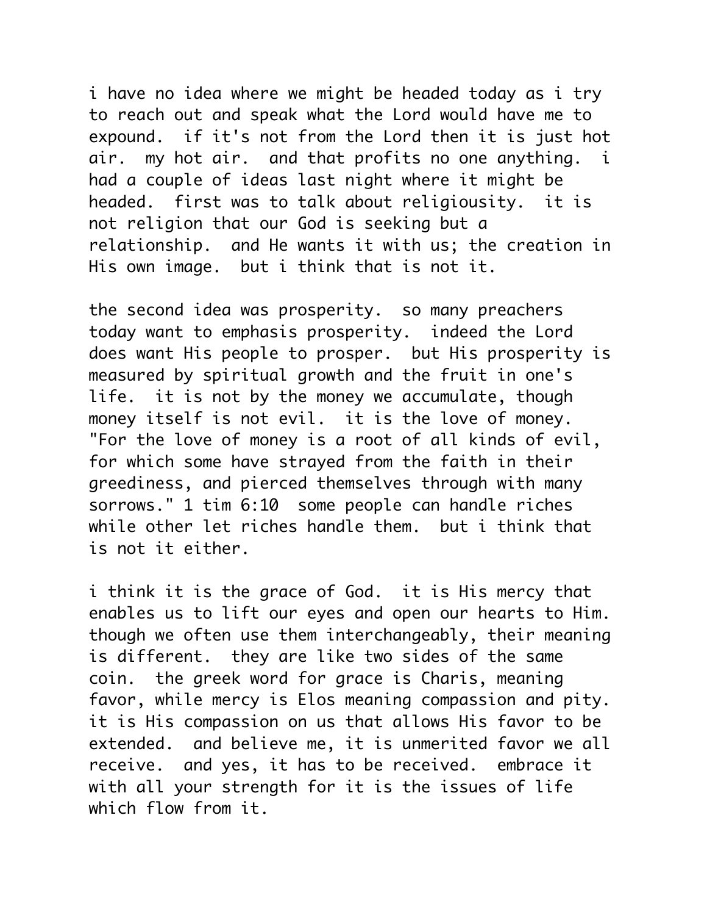i have no idea where we might be headed today as i try to reach out and speak what the Lord would have me to expound.  if it's not from the Lord then it is just hot air.  my hot air.  and that profits no one anything.  i had a couple of ideas last night where it might be headed.  first was to talk about religiousity.  it is not religion that our God is seeking but a relationship.  and He wants it with us; the creation in His own image.  but i think that is not it.

the second idea was prosperity.  so many preachers today want to emphasis prosperity.  indeed the Lord does want His people to prosper.  but His prosperity is measured by spiritual growth and the fruit in one's life.  it is not by the money we accumulate, though money itself is not evil.  it is the love of money. "For the love of money is a root of all kinds of evil, for which some have strayed from the faith in their greediness, and pierced themselves through with many sorrows." 1 tim 6:10  some people can handle riches while other let riches handle them.  but i think that is not it either.

i think it is the grace of God.  it is His mercy that enables us to lift our eyes and open our hearts to Him. though we often use them interchangeably, their meaning is different.  they are like two sides of the same coin.  the greek word for grace is Charis, meaning favor, while mercy is Elos meaning compassion and pity. it is His compassion on us that allows His favor to be extended.  and believe me, it is unmerited favor we all receive.  and yes, it has to be received.  embrace it with all your strength for it is the issues of life which flow from it.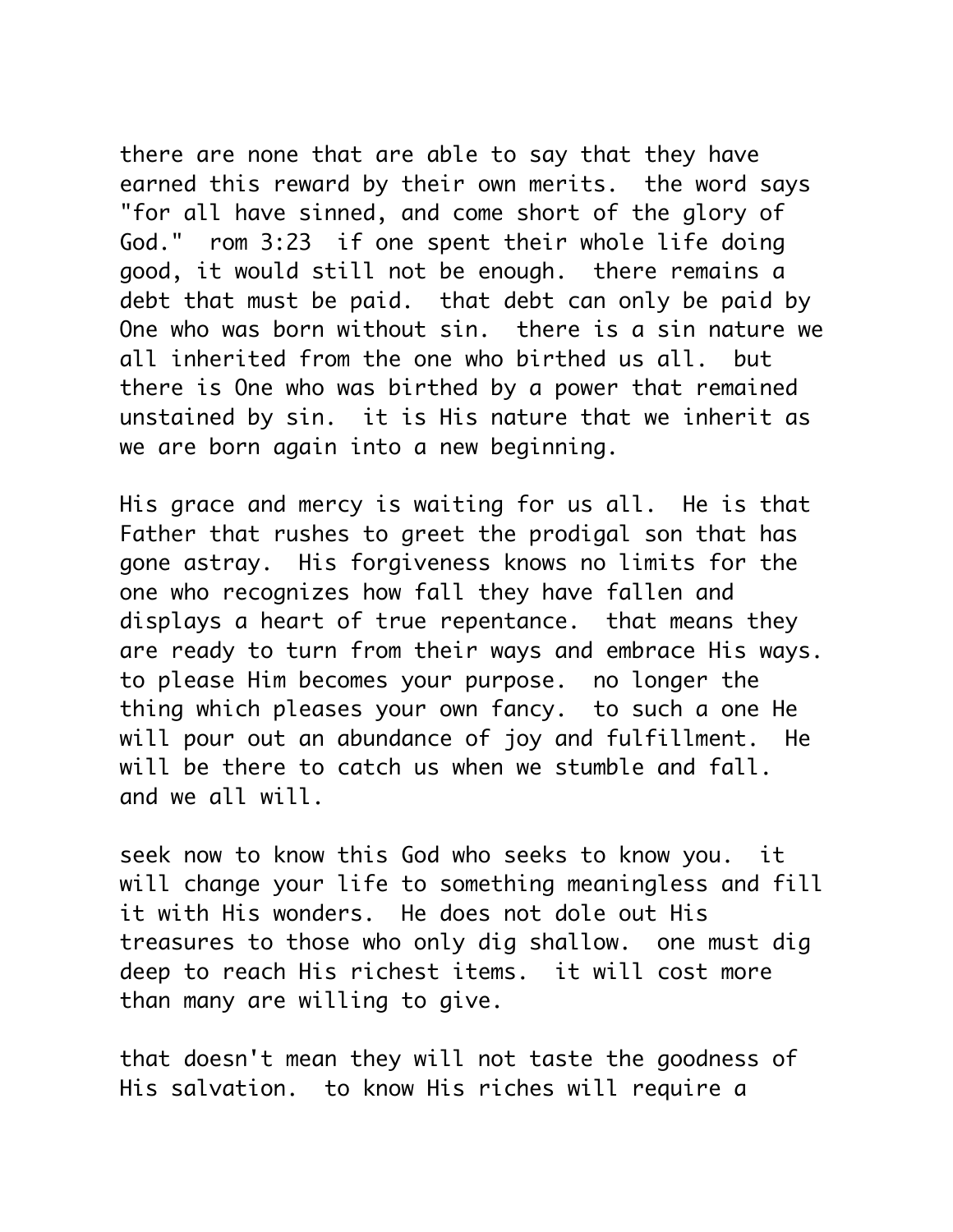there are none that are able to say that they have earned this reward by their own merits. the word says "for all have sinned, and come short of the glory of God." rom 3:23 if one spent their whole life doing good, it would still not be enough. there remains a debt that must be paid. that debt can only be paid by One who was born without sin. there is a sin nature we all inherited from the one who birthed us all. but there is One who was birthed by a power that remained unstained by sin. it is His nature that we inherit as we are born again into a new beginning.

His grace and mercy is waiting for us all. He is that Father that rushes to greet the prodigal son that has gone astray. His forgiveness knows no limits for the one who recognizes how fall they have fallen and displays a heart of true repentance. that means they are ready to turn from their ways and embrace His ways. to please Him becomes your purpose. no longer the thing which pleases your own fancy. to such a one He will pour out an abundance of joy and fulfillment. He will be there to catch us when we stumble and fall. and we all will.

seek now to know this God who seeks to know you. it will change your life to something meaningless and fill it with His wonders. He does not dole out His treasures to those who only dig shallow. one must dig deep to reach His richest items. it will cost more than many are willing to give.

that doesn't mean they will not taste the goodness of His salvation. to know His riches will require a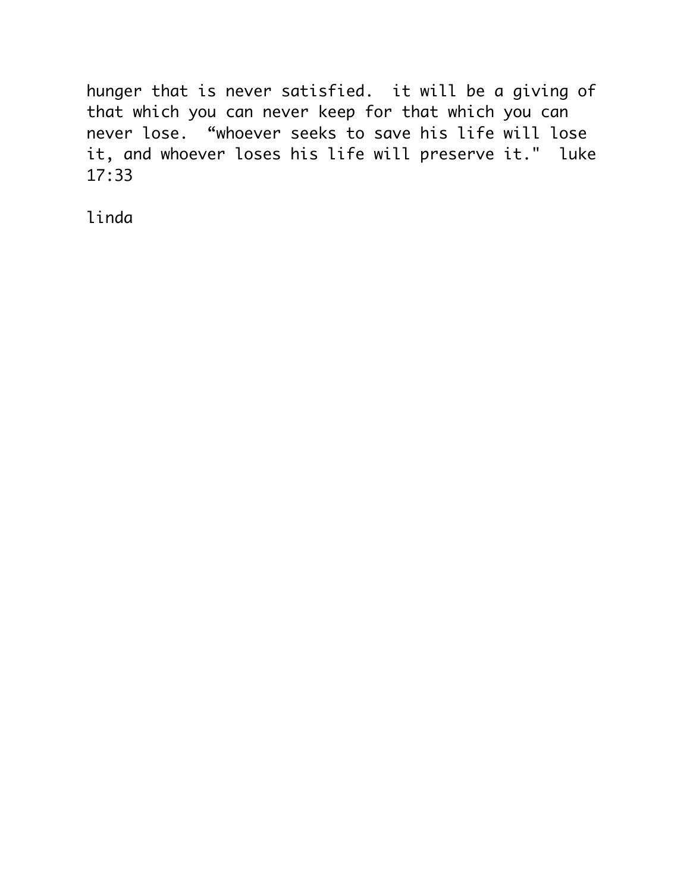hunger that is never satisfied. it will be a giving of that which you can never keep for that which you can never lose. “whoever seeks to save his life will lose it, and whoever loses his life will preserve it." luke 17:33

linda